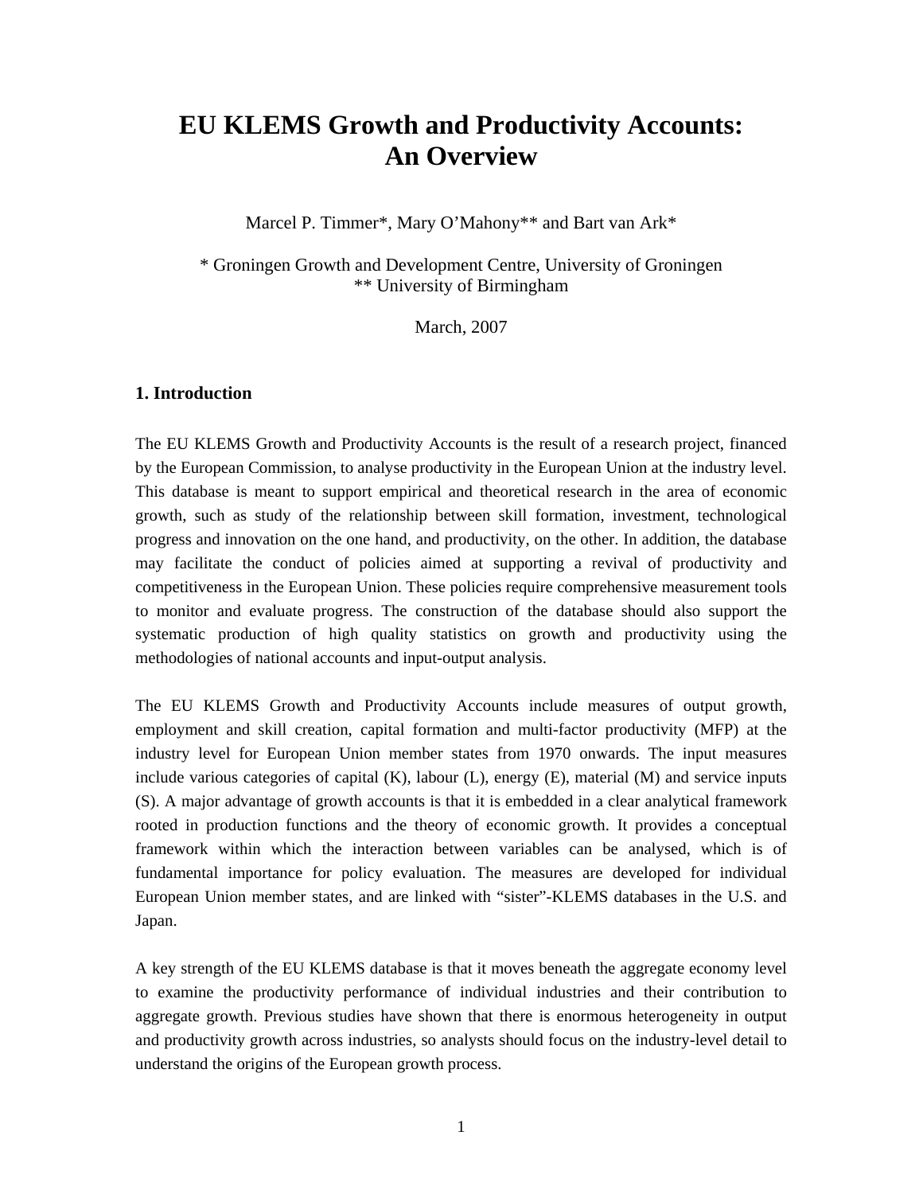# EU KLEMS Growth and Productivity Accounts: An Overview

Marcel P. Timmer*, Mary O'Mahony** and Bart van Ark*

\* Groningen Growth and Development Centre, University of Groningen
\*\* University of Birmingham

March, 2007

## 1. Introduction

The EU KLEMS Growth and Productivity Accounts is the result of a research project, financed by the European Commission, to analyse productivity in the European Union at the industry level. This database is meant to support empirical and theoretical research in the area of economic growth, such as study of the relationship between skill formation, investment, technological progress and innovation on the one hand, and productivity, on the other. In addition, the database may facilitate the conduct of policies aimed at supporting a revival of productivity and competitiveness in the European Union. These policies require comprehensive measurement tools to monitor and evaluate progress. The construction of the database should also support the systematic production of high quality statistics on growth and productivity using the methodologies of national accounts and input-output analysis.

The EU KLEMS Growth and Productivity Accounts include measures of output growth, employment and skill creation, capital formation and multi-factor productivity (MFP) at the industry level for European Union member states from 1970 onwards. The input measures include various categories of capital (K), labour (L), energy (E), material (M) and service inputs (S). A major advantage of growth accounts is that it is embedded in a clear analytical framework rooted in production functions and the theory of economic growth. It provides a conceptual framework within which the interaction between variables can be analysed, which is of fundamental importance for policy evaluation. The measures are developed for individual European Union member states, and are linked with "sister"-KLEMS databases in the U.S. and Japan.

A key strength of the EU KLEMS database is that it moves beneath the aggregate economy level to examine the productivity performance of individual industries and their contribution to aggregate growth. Previous studies have shown that there is enormous heterogeneity in output and productivity growth across industries, so analysts should focus on the industry-level detail to understand the origins of the European growth process.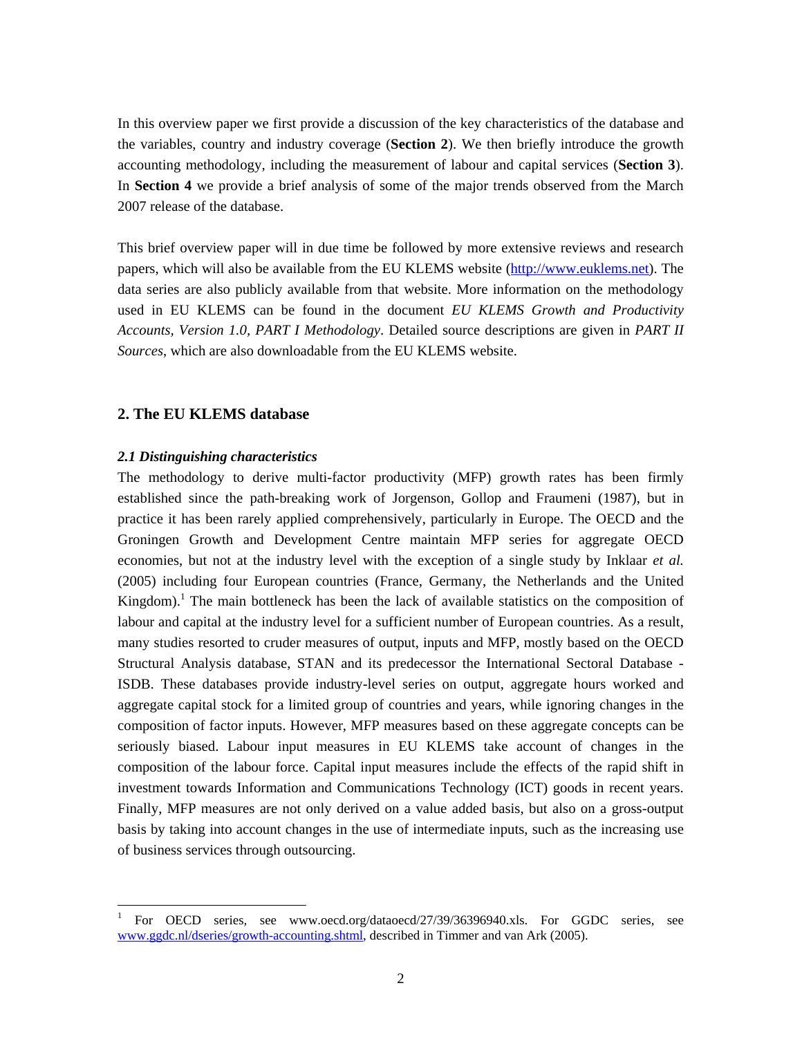In this overview paper we first provide a discussion of the key characteristics of the database and the variables, country and industry coverage (**Section 2**). We then briefly introduce the growth accounting methodology, including the measurement of labour and capital services (**Section 3**). In **Section 4** we provide a brief analysis of some of the major trends observed from the March 2007 release of the database.

This brief overview paper will in due time be followed by more extensive reviews and research papers, which will also be available from the EU KLEMS website (http://www.euklems.net). The data series are also publicly available from that website. More information on the methodology used in EU KLEMS can be found in the document *EU KLEMS Growth and Productivity Accounts, Version 1.0, PART I Methodology*. Detailed source descriptions are given in *PART II Sources*, which are also downloadable from the EU KLEMS website.

## 2. The EU KLEMS database

### *2.1 Distinguishing characteristics*

The methodology to derive multi-factor productivity (MFP) growth rates has been firmly established since the path-breaking work of Jorgenson, Gollop and Fraumeni (1987), but in practice it has been rarely applied comprehensively, particularly in Europe. The OECD and the Groningen Growth and Development Centre maintain MFP series for aggregate OECD economies, but not at the industry level with the exception of a single study by Inklaar *et al.* (2005) including four European countries (France, Germany, the Netherlands and the United Kingdom).[1] The main bottleneck has been the lack of available statistics on the composition of labour and capital at the industry level for a sufficient number of European countries. As a result, many studies resorted to cruder measures of output, inputs and MFP, mostly based on the OECD Structural Analysis database, STAN and its predecessor the International Sectoral Database - ISDB. These databases provide industry-level series on output, aggregate hours worked and aggregate capital stock for a limited group of countries and years, while ignoring changes in the composition of factor inputs. However, MFP measures based on these aggregate concepts can be seriously biased. Labour input measures in EU KLEMS take account of changes in the composition of the labour force. Capital input measures include the effects of the rapid shift in investment towards Information and Communications Technology (ICT) goods in recent years. Finally, MFP measures are not only derived on a value added basis, but also on a gross-output basis by taking into account changes in the use of intermediate inputs, such as the increasing use of business services through outsourcing.

[1] For OECD series, see www.oecd.org/dataoecd/27/39/36396940.xls. For GGDC series, see www.ggdc.nl/dseries/growth-accounting.shtml, described in Timmer and van Ark (2005).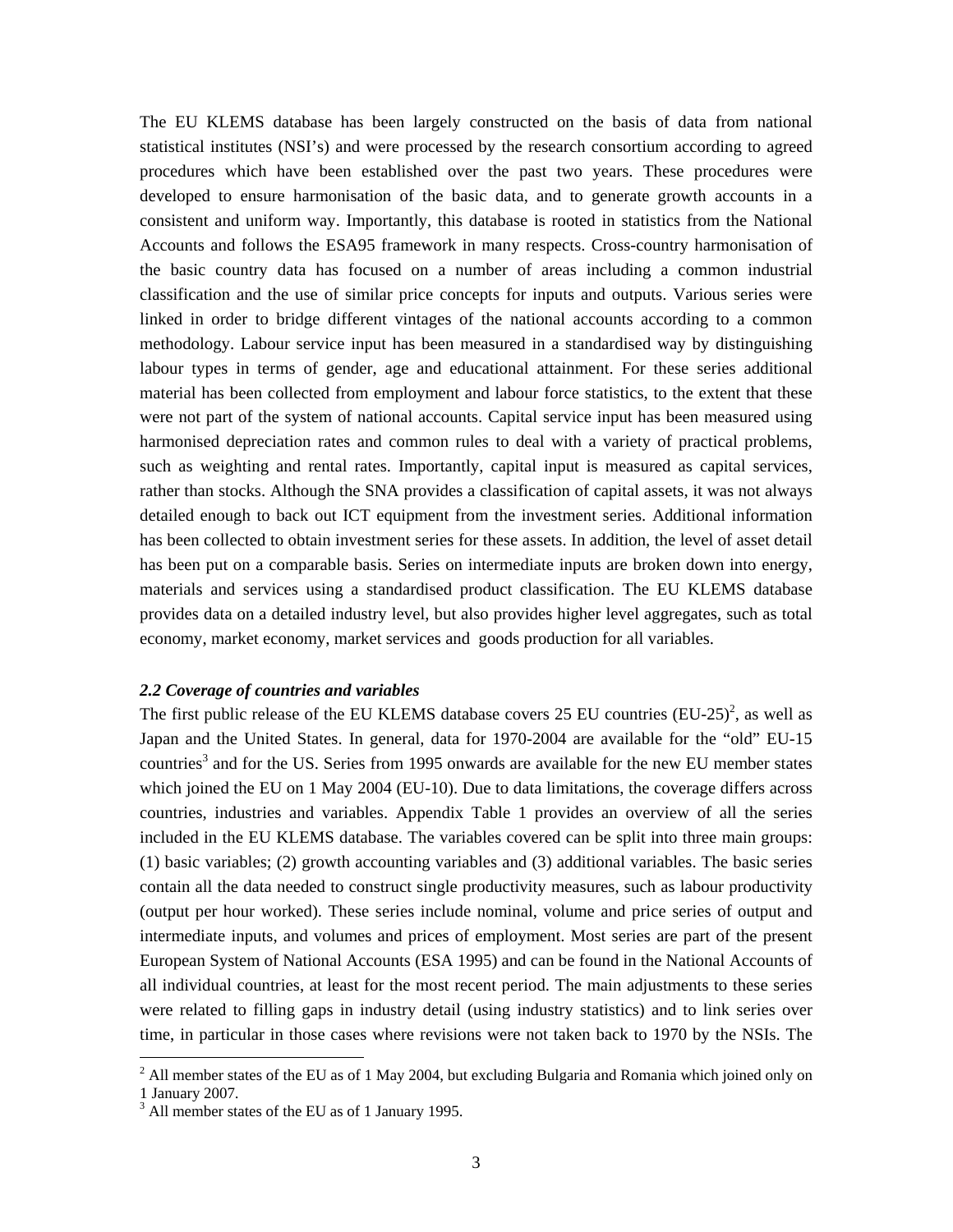The EU KLEMS database has been largely constructed on the basis of data from national statistical institutes (NSI's) and were processed by the research consortium according to agreed procedures which have been established over the past two years. These procedures were developed to ensure harmonisation of the basic data, and to generate growth accounts in a consistent and uniform way. Importantly, this database is rooted in statistics from the National Accounts and follows the ESA95 framework in many respects. Cross-country harmonisation of the basic country data has focused on a number of areas including a common industrial classification and the use of similar price concepts for inputs and outputs. Various series were linked in order to bridge different vintages of the national accounts according to a common methodology. Labour service input has been measured in a standardised way by distinguishing labour types in terms of gender, age and educational attainment. For these series additional material has been collected from employment and labour force statistics, to the extent that these were not part of the system of national accounts. Capital service input has been measured using harmonised depreciation rates and common rules to deal with a variety of practical problems, such as weighting and rental rates. Importantly, capital input is measured as capital services, rather than stocks. Although the SNA provides a classification of capital assets, it was not always detailed enough to back out ICT equipment from the investment series. Additional information has been collected to obtain investment series for these assets. In addition, the level of asset detail has been put on a comparable basis. Series on intermediate inputs are broken down into energy, materials and services using a standardised product classification. The EU KLEMS database provides data on a detailed industry level, but also provides higher level aggregates, such as total economy, market economy, market services and goods production for all variables.

### *2.2 Coverage of countries and variables*

The first public release of the EU KLEMS database covers 25 EU countries (EU-25)[2], as well as Japan and the United States. In general, data for 1970-2004 are available for the "old" EU-15 countries[3] and for the US. Series from 1995 onwards are available for the new EU member states which joined the EU on 1 May 2004 (EU-10). Due to data limitations, the coverage differs across countries, industries and variables. Appendix Table 1 provides an overview of all the series included in the EU KLEMS database. The variables covered can be split into three main groups: (1) basic variables; (2) growth accounting variables and (3) additional variables. The basic series contain all the data needed to construct single productivity measures, such as labour productivity (output per hour worked). These series include nominal, volume and price series of output and intermediate inputs, and volumes and prices of employment. Most series are part of the present European System of National Accounts (ESA 1995) and can be found in the National Accounts of all individual countries, at least for the most recent period. The main adjustments to these series were related to filling gaps in industry detail (using industry statistics) and to link series over time, in particular in those cases where revisions were not taken back to 1970 by the NSIs. The

[2] All member states of the EU as of 1 May 2004, but excluding Bulgaria and Romania which joined only on 1 January 2007.

[3] All member states of the EU as of 1 January 1995.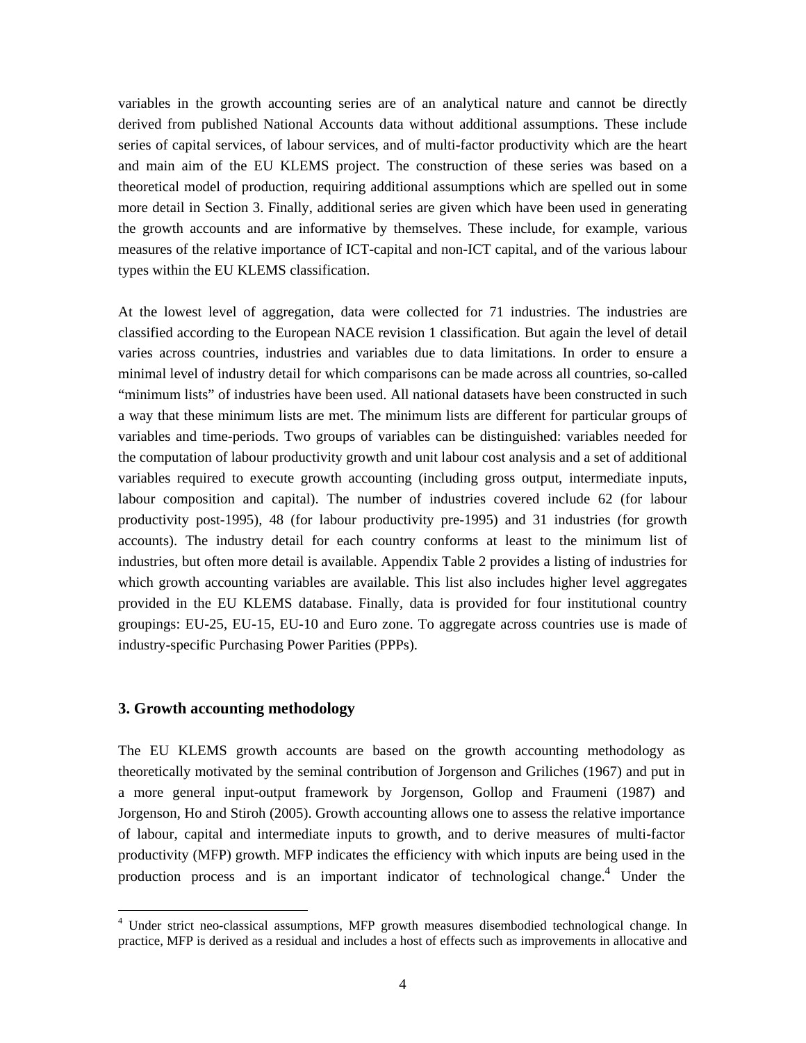variables in the growth accounting series are of an analytical nature and cannot be directly derived from published National Accounts data without additional assumptions. These include series of capital services, of labour services, and of multi-factor productivity which are the heart and main aim of the EU KLEMS project. The construction of these series was based on a theoretical model of production, requiring additional assumptions which are spelled out in some more detail in Section 3. Finally, additional series are given which have been used in generating the growth accounts and are informative by themselves. These include, for example, various measures of the relative importance of ICT-capital and non-ICT capital, and of the various labour types within the EU KLEMS classification.

At the lowest level of aggregation, data were collected for 71 industries. The industries are classified according to the European NACE revision 1 classification. But again the level of detail varies across countries, industries and variables due to data limitations. In order to ensure a minimal level of industry detail for which comparisons can be made across all countries, so-called "minimum lists" of industries have been used. All national datasets have been constructed in such a way that these minimum lists are met. The minimum lists are different for particular groups of variables and time-periods. Two groups of variables can be distinguished: variables needed for the computation of labour productivity growth and unit labour cost analysis and a set of additional variables required to execute growth accounting (including gross output, intermediate inputs, labour composition and capital). The number of industries covered include 62 (for labour productivity post-1995), 48 (for labour productivity pre-1995) and 31 industries (for growth accounts). The industry detail for each country conforms at least to the minimum list of industries, but often more detail is available. Appendix Table 2 provides a listing of industries for which growth accounting variables are available. This list also includes higher level aggregates provided in the EU KLEMS database. Finally, data is provided for four institutional country groupings: EU-25, EU-15, EU-10 and Euro zone. To aggregate across countries use is made of industry-specific Purchasing Power Parities (PPPs).

## 3. Growth accounting methodology

The EU KLEMS growth accounts are based on the growth accounting methodology as theoretically motivated by the seminal contribution of Jorgenson and Griliches (1967) and put in a more general input-output framework by Jorgenson, Gollop and Fraumeni (1987) and Jorgenson, Ho and Stiroh (2005). Growth accounting allows one to assess the relative importance of labour, capital and intermediate inputs to growth, and to derive measures of multi-factor productivity (MFP) growth. MFP indicates the efficiency with which inputs are being used in the production process and is an important indicator of technological change.[4] Under the

[4] Under strict neo-classical assumptions, MFP growth measures disembodied technological change. In practice, MFP is derived as a residual and includes a host of effects such as improvements in allocative and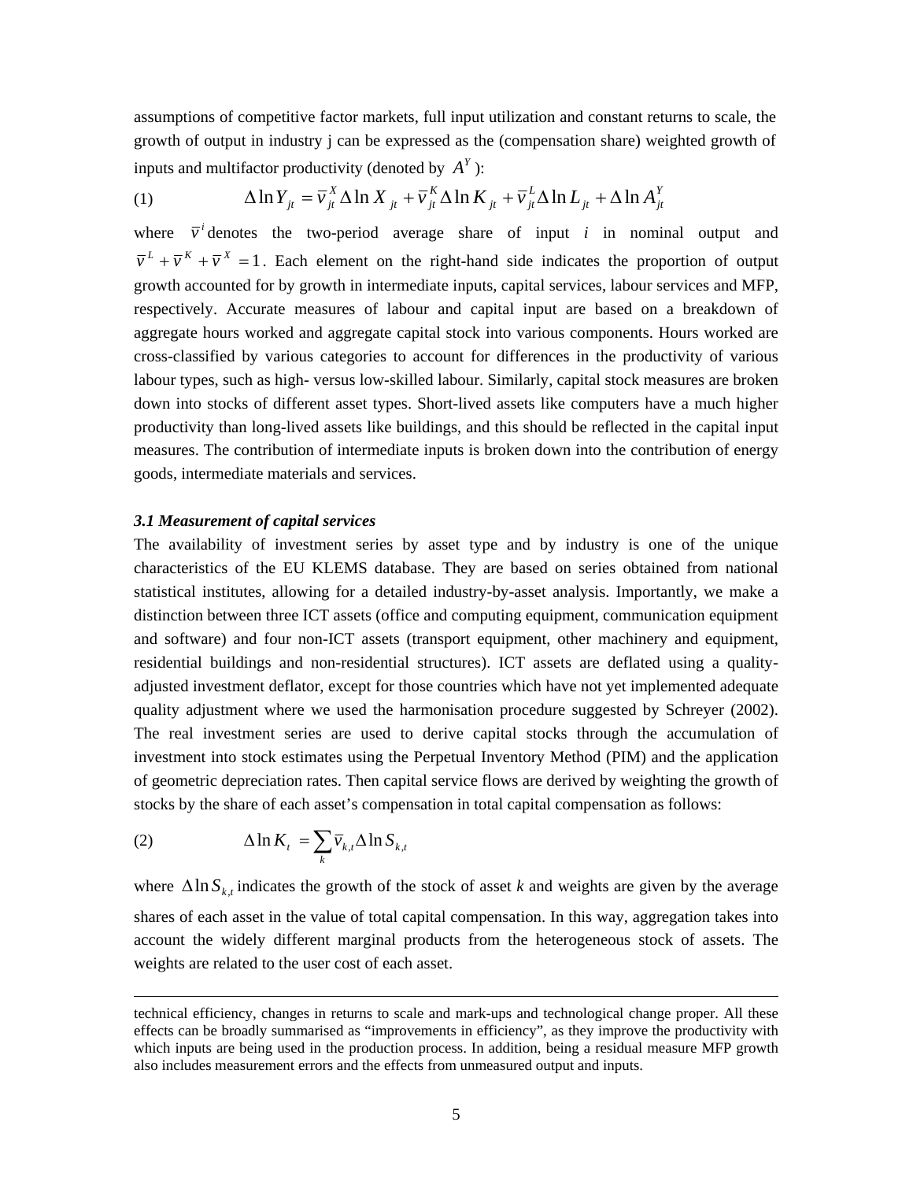assumptions of competitive factor markets, full input utilization and constant returns to scale, the growth of output in industry j can be expressed as the (compensation share) weighted growth of inputs and multifactor productivity (denoted by $A^Y$):

$$\Delta \ln Y_{jt} = \bar{v}^X_{jt} \Delta \ln X_{jt} + \bar{v}^K_{jt} \Delta \ln K_{jt} + \bar{v}^L_{jt} \Delta \ln L_{jt} + \Delta \ln A^Y_{jt} \quad (1)$$

where $\bar{v}^i$ denotes the two-period average share of input *i* in nominal output and $\bar{v}^L + \bar{v}^K + \bar{v}^X = 1$. Each element on the right-hand side indicates the proportion of output growth accounted for by growth in intermediate inputs, capital services, labour services and MFP, respectively. Accurate measures of labour and capital input are based on a breakdown of aggregate hours worked and aggregate capital stock into various components. Hours worked are cross-classified by various categories to account for differences in the productivity of various labour types, such as high- versus low-skilled labour. Similarly, capital stock measures are broken down into stocks of different asset types. Short-lived assets like computers have a much higher productivity than long-lived assets like buildings, and this should be reflected in the capital input measures. The contribution of intermediate inputs is broken down into the contribution of energy goods, intermediate materials and services.

### *3.1 Measurement of capital services*

The availability of investment series by asset type and by industry is one of the unique characteristics of the EU KLEMS database. They are based on series obtained from national statistical institutes, allowing for a detailed industry-by-asset analysis. Importantly, we make a distinction between three ICT assets (office and computing equipment, communication equipment and software) and four non-ICT assets (transport equipment, other machinery and equipment, residential buildings and non-residential structures). ICT assets are deflated using a quality-adjusted investment deflator, except for those countries which have not yet implemented adequate quality adjustment where we used the harmonisation procedure suggested by Schreyer (2002). The real investment series are used to derive capital stocks through the accumulation of investment into stock estimates using the Perpetual Inventory Method (PIM) and the application of geometric depreciation rates. Then capital service flows are derived by weighting the growth of stocks by the share of each asset's compensation in total capital compensation as follows:

$$\Delta \ln K_t = \sum_k \bar{v}_{k,t} \Delta \ln S_{k,t} \quad (2)$$

where $\Delta \ln S_{k,t}$ indicates the growth of the stock of asset *k* and weights are given by the average shares of each asset in the value of total capital compensation. In this way, aggregation takes into account the widely different marginal products from the heterogeneous stock of assets. The weights are related to the user cost of each asset.

---

technical efficiency, changes in returns to scale and mark-ups and technological change proper. All these effects can be broadly summarised as "improvements in efficiency", as they improve the productivity with which inputs are being used in the production process. In addition, being a residual measure MFP growth also includes measurement errors and the effects from unmeasured output and inputs.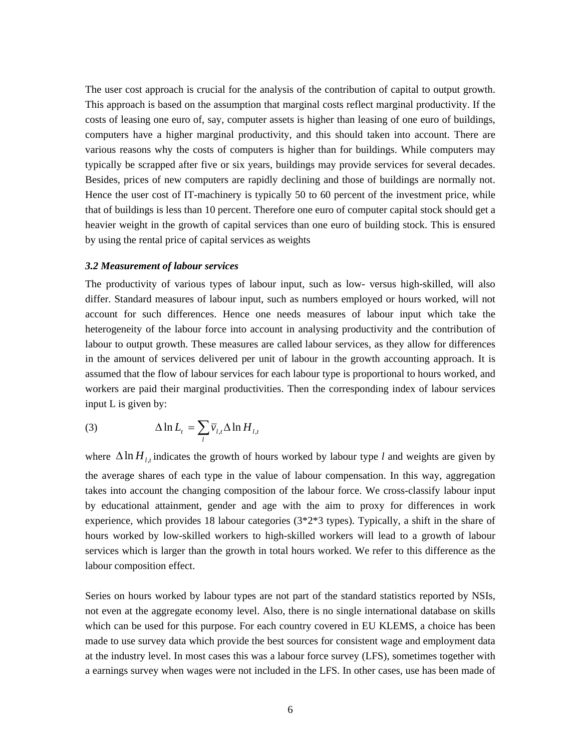The user cost approach is crucial for the analysis of the contribution of capital to output growth. This approach is based on the assumption that marginal costs reflect marginal productivity. If the costs of leasing one euro of, say, computer assets is higher than leasing of one euro of buildings, computers have a higher marginal productivity, and this should taken into account. There are various reasons why the costs of computers is higher than for buildings. While computers may typically be scrapped after five or six years, buildings may provide services for several decades. Besides, prices of new computers are rapidly declining and those of buildings are normally not. Hence the user cost of IT-machinery is typically 50 to 60 percent of the investment price, while that of buildings is less than 10 percent. Therefore one euro of computer capital stock should get a heavier weight in the growth of capital services than one euro of building stock. This is ensured by using the rental price of capital services as weights

### *3.2 Measurement of labour services*

The productivity of various types of labour input, such as low- versus high-skilled, will also differ. Standard measures of labour input, such as numbers employed or hours worked, will not account for such differences. Hence one needs measures of labour input which take the heterogeneity of the labour force into account in analysing productivity and the contribution of labour to output growth. These measures are called labour services, as they allow for differences in the amount of services delivered per unit of labour in the growth accounting approach. It is assumed that the flow of labour services for each labour type is proportional to hours worked, and workers are paid their marginal productivities. Then the corresponding index of labour services input L is given by:

$$\text{(3)} \qquad \Delta \ln L_t = \sum_l \bar{v}_{l,t} \Delta \ln H_{l,t}$$

where $\Delta \ln H_{l,t}$ indicates the growth of hours worked by labour type *l* and weights are given by the average shares of each type in the value of labour compensation. In this way, aggregation takes into account the changing composition of the labour force. We cross-classify labour input by educational attainment, gender and age with the aim to proxy for differences in work experience, which provides 18 labour categories (3*2*3 types). Typically, a shift in the share of hours worked by low-skilled workers to high-skilled workers will lead to a growth of labour services which is larger than the growth in total hours worked. We refer to this difference as the labour composition effect.

Series on hours worked by labour types are not part of the standard statistics reported by NSIs, not even at the aggregate economy level. Also, there is no single international database on skills which can be used for this purpose. For each country covered in EU KLEMS, a choice has been made to use survey data which provide the best sources for consistent wage and employment data at the industry level. In most cases this was a labour force survey (LFS), sometimes together with a earnings survey when wages were not included in the LFS. In other cases, use has been made of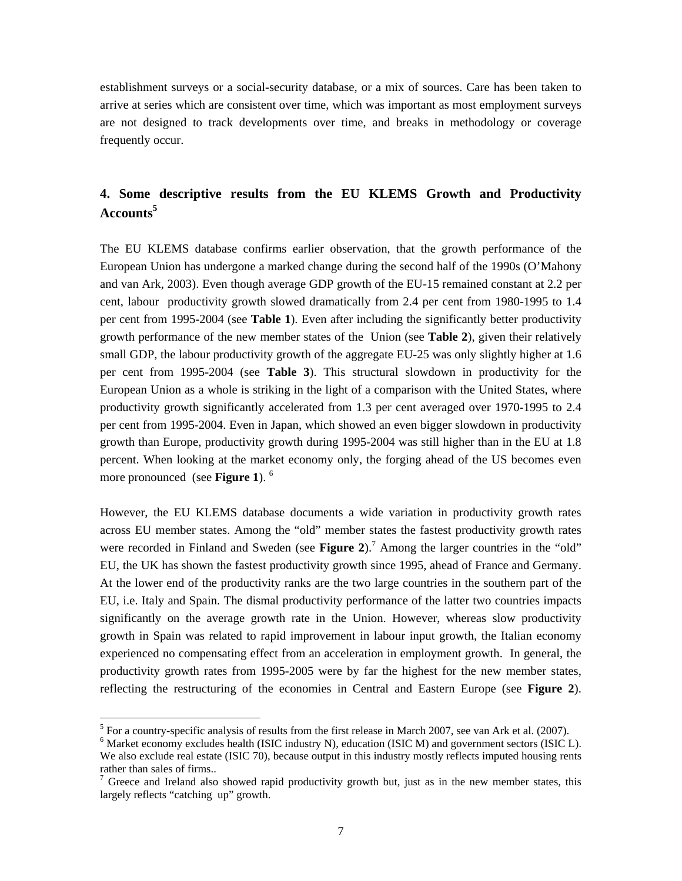establishment surveys or a social-security database, or a mix of sources. Care has been taken to arrive at series which are consistent over time, which was important as most employment surveys are not designed to track developments over time, and breaks in methodology or coverage frequently occur.

## 4. Some descriptive results from the EU KLEMS Growth and Productivity Accounts[5]

The EU KLEMS database confirms earlier observation, that the growth performance of the European Union has undergone a marked change during the second half of the 1990s (O'Mahony and van Ark, 2003). Even though average GDP growth of the EU-15 remained constant at 2.2 per cent, labour productivity growth slowed dramatically from 2.4 per cent from 1980-1995 to 1.4 per cent from 1995-2004 (see **Table 1**). Even after including the significantly better productivity growth performance of the new member states of the Union (see **Table 2**), given their relatively small GDP, the labour productivity growth of the aggregate EU-25 was only slightly higher at 1.6 per cent from 1995-2004 (see **Table 3**). This structural slowdown in productivity for the European Union as a whole is striking in the light of a comparison with the United States, where productivity growth significantly accelerated from 1.3 per cent averaged over 1970-1995 to 2.4 per cent from 1995-2004. Even in Japan, which showed an even bigger slowdown in productivity growth than Europe, productivity growth during 1995-2004 was still higher than in the EU at 1.8 percent. When looking at the market economy only, the forging ahead of the US becomes even more pronounced (see **Figure 1**). [6]

However, the EU KLEMS database documents a wide variation in productivity growth rates across EU member states. Among the "old" member states the fastest productivity growth rates were recorded in Finland and Sweden (see **Figure 2**).[7] Among the larger countries in the "old" EU, the UK has shown the fastest productivity growth since 1995, ahead of France and Germany. At the lower end of the productivity ranks are the two large countries in the southern part of the EU, i.e. Italy and Spain. The dismal productivity performance of the latter two countries impacts significantly on the average growth rate in the Union. However, whereas slow productivity growth in Spain was related to rapid improvement in labour input growth, the Italian economy experienced no compensating effect from an acceleration in employment growth. In general, the productivity growth rates from 1995-2005 were by far the highest for the new member states, reflecting the restructuring of the economies in Central and Eastern Europe (see **Figure 2**).

[5] For a country-specific analysis of results from the first release in March 2007, see van Ark et al. (2007).

[6] Market economy excludes health (ISIC industry N), education (ISIC M) and government sectors (ISIC L). We also exclude real estate (ISIC 70), because output in this industry mostly reflects imputed housing rents rather than sales of firms..

[7] Greece and Ireland also showed rapid productivity growth but, just as in the new member states, this largely reflects "catching up" growth.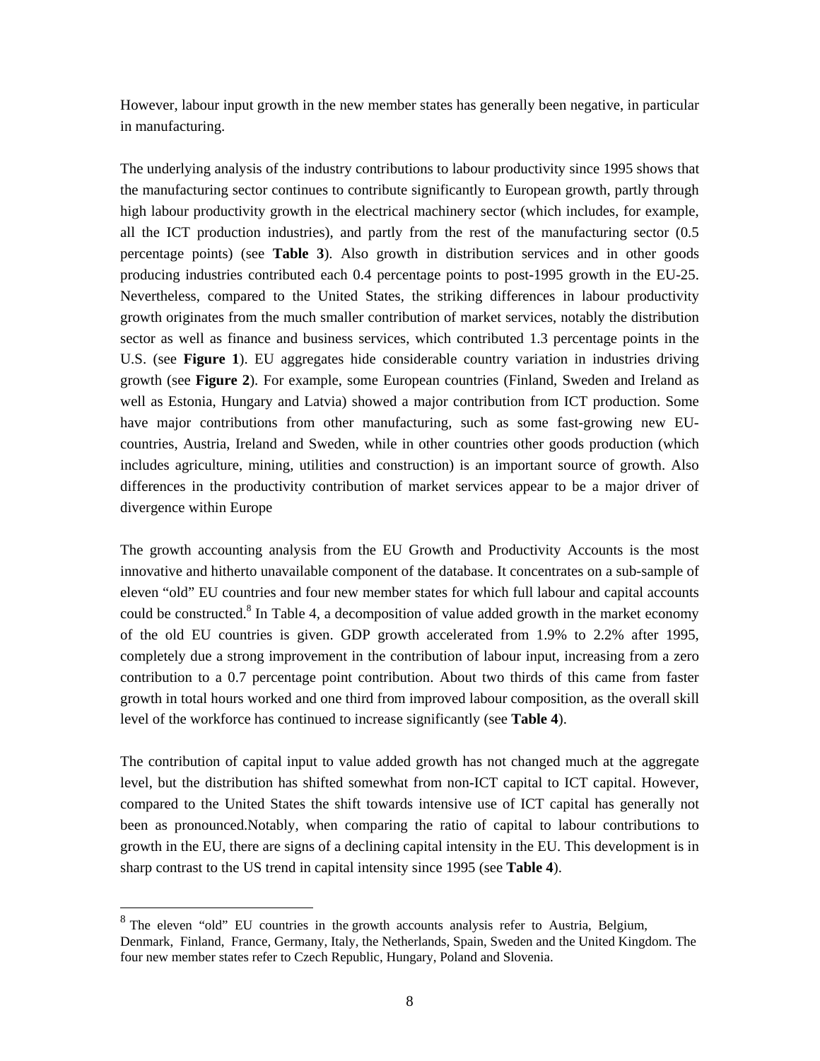However, labour input growth in the new member states has generally been negative, in particular in manufacturing.

The underlying analysis of the industry contributions to labour productivity since 1995 shows that the manufacturing sector continues to contribute significantly to European growth, partly through high labour productivity growth in the electrical machinery sector (which includes, for example, all the ICT production industries), and partly from the rest of the manufacturing sector (0.5 percentage points) (see **Table 3**). Also growth in distribution services and in other goods producing industries contributed each 0.4 percentage points to post-1995 growth in the EU-25. Nevertheless, compared to the United States, the striking differences in labour productivity growth originates from the much smaller contribution of market services, notably the distribution sector as well as finance and business services, which contributed 1.3 percentage points in the U.S. (see **Figure 1**). EU aggregates hide considerable country variation in industries driving growth (see **Figure 2**). For example, some European countries (Finland, Sweden and Ireland as well as Estonia, Hungary and Latvia) showed a major contribution from ICT production. Some have major contributions from other manufacturing, such as some fast-growing new EU-countries, Austria, Ireland and Sweden, while in other countries other goods production (which includes agriculture, mining, utilities and construction) is an important source of growth. Also differences in the productivity contribution of market services appear to be a major driver of divergence within Europe

The growth accounting analysis from the EU Growth and Productivity Accounts is the most innovative and hitherto unavailable component of the database. It concentrates on a sub-sample of eleven "old" EU countries and four new member states for which full labour and capital accounts could be constructed.[8] In Table 4, a decomposition of value added growth in the market economy of the old EU countries is given. GDP growth accelerated from 1.9% to 2.2% after 1995, completely due a strong improvement in the contribution of labour input, increasing from a zero contribution to a 0.7 percentage point contribution. About two thirds of this came from faster growth in total hours worked and one third from improved labour composition, as the overall skill level of the workforce has continued to increase significantly (see **Table 4**).

The contribution of capital input to value added growth has not changed much at the aggregate level, but the distribution has shifted somewhat from non-ICT capital to ICT capital. However, compared to the United States the shift towards intensive use of ICT capital has generally not been as pronounced.Notably, when comparing the ratio of capital to labour contributions to growth in the EU, there are signs of a declining capital intensity in the EU. This development is in sharp contrast to the US trend in capital intensity since 1995 (see **Table 4**).

[8] The eleven "old" EU countries in the growth accounts analysis refer to Austria, Belgium, Denmark, Finland, France, Germany, Italy, the Netherlands, Spain, Sweden and the United Kingdom. The four new member states refer to Czech Republic, Hungary, Poland and Slovenia.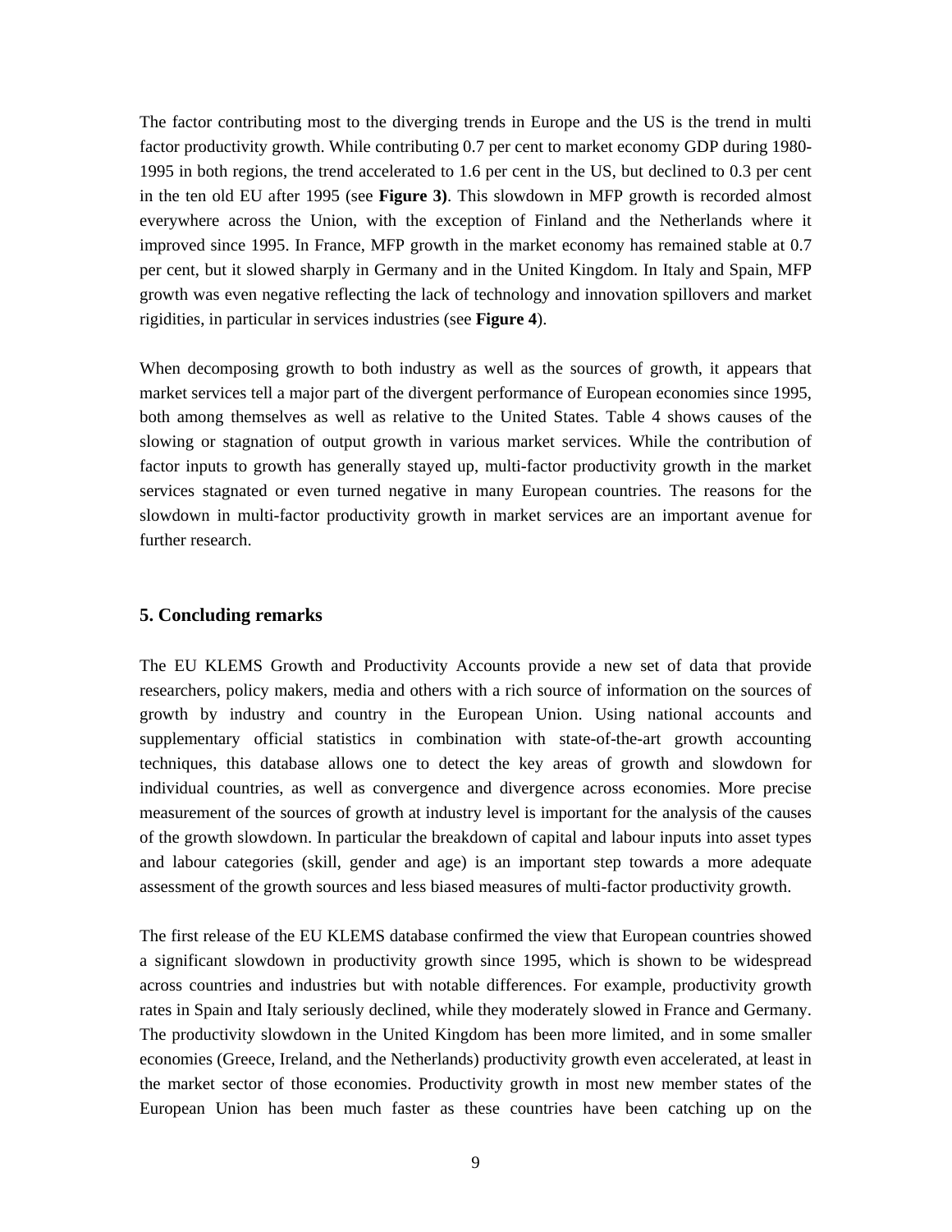The factor contributing most to the diverging trends in Europe and the US is the trend in multi factor productivity growth. While contributing 0.7 per cent to market economy GDP during 1980-1995 in both regions, the trend accelerated to 1.6 per cent in the US, but declined to 0.3 per cent in the ten old EU after 1995 (see **Figure 3)**. This slowdown in MFP growth is recorded almost everywhere across the Union, with the exception of Finland and the Netherlands where it improved since 1995. In France, MFP growth in the market economy has remained stable at 0.7 per cent, but it slowed sharply in Germany and in the United Kingdom. In Italy and Spain, MFP growth was even negative reflecting the lack of technology and innovation spillovers and market rigidities, in particular in services industries (see **Figure 4**).

When decomposing growth to both industry as well as the sources of growth, it appears that market services tell a major part of the divergent performance of European economies since 1995, both among themselves as well as relative to the United States. Table 4 shows causes of the slowing or stagnation of output growth in various market services. While the contribution of factor inputs to growth has generally stayed up, multi-factor productivity growth in the market services stagnated or even turned negative in many European countries. The reasons for the slowdown in multi-factor productivity growth in market services are an important avenue for further research.

## 5. Concluding remarks

The EU KLEMS Growth and Productivity Accounts provide a new set of data that provide researchers, policy makers, media and others with a rich source of information on the sources of growth by industry and country in the European Union. Using national accounts and supplementary official statistics in combination with state-of-the-art growth accounting techniques, this database allows one to detect the key areas of growth and slowdown for individual countries, as well as convergence and divergence across economies. More precise measurement of the sources of growth at industry level is important for the analysis of the causes of the growth slowdown. In particular the breakdown of capital and labour inputs into asset types and labour categories (skill, gender and age) is an important step towards a more adequate assessment of the growth sources and less biased measures of multi-factor productivity growth.

The first release of the EU KLEMS database confirmed the view that European countries showed a significant slowdown in productivity growth since 1995, which is shown to be widespread across countries and industries but with notable differences. For example, productivity growth rates in Spain and Italy seriously declined, while they moderately slowed in France and Germany. The productivity slowdown in the United Kingdom has been more limited, and in some smaller economies (Greece, Ireland, and the Netherlands) productivity growth even accelerated, at least in the market sector of those economies. Productivity growth in most new member states of the European Union has been much faster as these countries have been catching up on the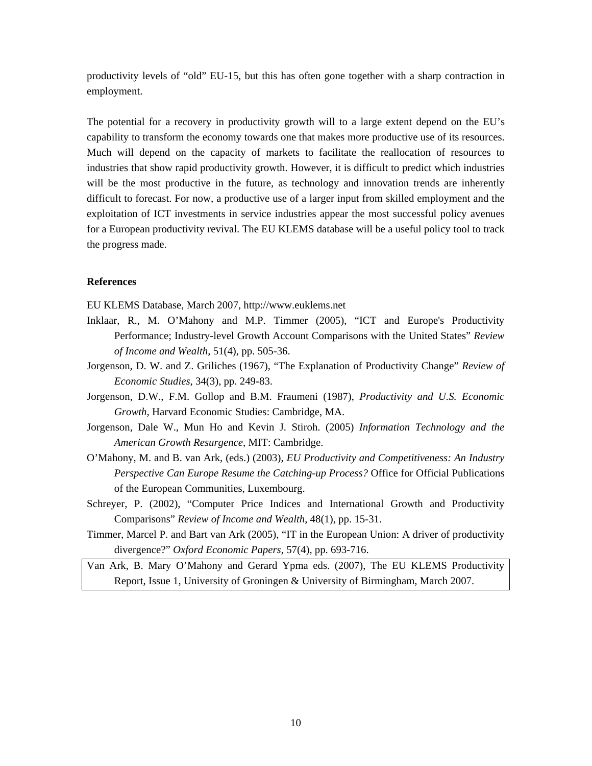productivity levels of "old" EU-15, but this has often gone together with a sharp contraction in employment.

The potential for a recovery in productivity growth will to a large extent depend on the EU's capability to transform the economy towards one that makes more productive use of its resources. Much will depend on the capacity of markets to facilitate the reallocation of resources to industries that show rapid productivity growth. However, it is difficult to predict which industries will be the most productive in the future, as technology and innovation trends are inherently difficult to forecast. For now, a productive use of a larger input from skilled employment and the exploitation of ICT investments in service industries appear the most successful policy avenues for a European productivity revival. The EU KLEMS database will be a useful policy tool to track the progress made.

**References**

EU KLEMS Database, March 2007, http://www.euklems.net

Inklaar, R., M. O'Mahony and M.P. Timmer (2005), "ICT and Europe's Productivity Performance; Industry-level Growth Account Comparisons with the United States" *Review of Income and Wealth*, 51(4), pp. 505-36.

Jorgenson, D. W. and Z. Griliches (1967), "The Explanation of Productivity Change" *Review of Economic Studies*, 34(3), pp. 249-83.

Jorgenson, D.W., F.M. Gollop and B.M. Fraumeni (1987), *Productivity and U.S. Economic Growth*, Harvard Economic Studies: Cambridge, MA.

Jorgenson, Dale W., Mun Ho and Kevin J. Stiroh. (2005) *Information Technology and the American Growth Resurgence*, MIT: Cambridge.

O'Mahony, M. and B. van Ark, (eds.) (2003), *EU Productivity and Competitiveness: An Industry Perspective Can Europe Resume the Catching-up Process?* Office for Official Publications of the European Communities, Luxembourg.

Schreyer, P. (2002), "Computer Price Indices and International Growth and Productivity Comparisons" *Review of Income and Wealth*, 48(1), pp. 15-31.

Timmer, Marcel P. and Bart van Ark (2005), "IT in the European Union: A driver of productivity divergence?" *Oxford Economic Papers*, 57(4), pp. 693-716.

Van Ark, B. Mary O'Mahony and Gerard Ypma eds. (2007), The EU KLEMS Productivity Report, Issue 1, University of Groningen & University of Birmingham, March 2007.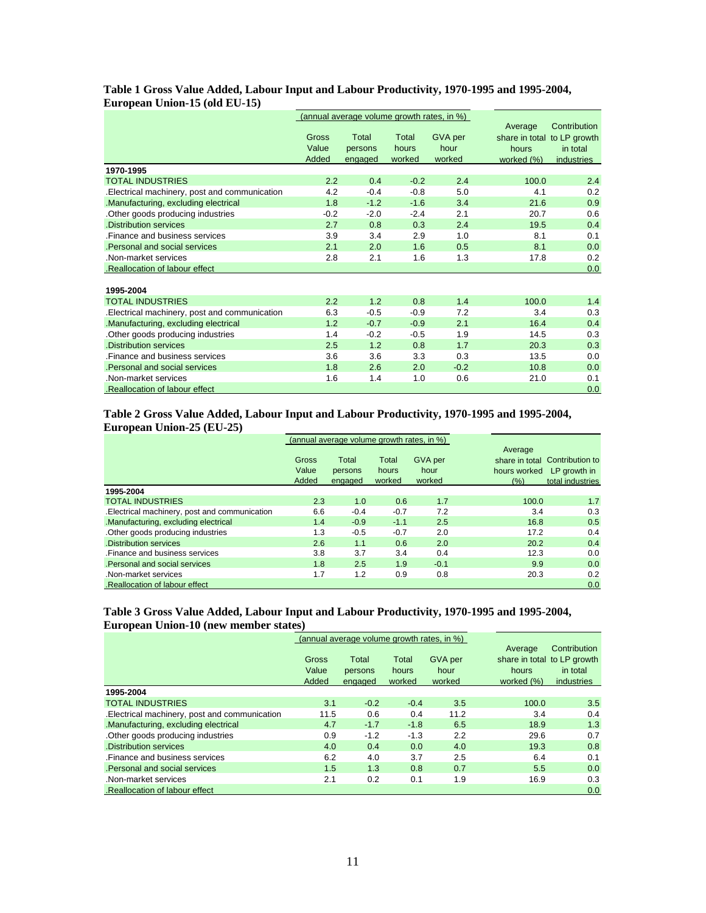**Table 1 Gross Value Added, Labour Input and Labour Productivity, 1970-1995 and 1995-2004, European Union-15 (old EU-15)**

| | (annual average volume growth rates, in %) | | | | | |
|---|---|---|---|---|---|---|
| | Gross Value Added | Total persons engaged | Total hours worked | GVA per hour worked | Average share in total hours worked (%) | Contribution to LP growth in total industries |
| **1970-1995** | | | | | | |
| TOTAL INDUSTRIES | 2.2 | 0.4 | -0.2 | 2.4 | 100.0 | 2.4 |
| .Electrical machinery, post and communication | 4.2 | -0.4 | -0.8 | 5.0 | 4.1 | 0.2 |
| .Manufacturing, excluding electrical | 1.8 | -1.2 | -1.6 | 3.4 | 21.6 | 0.9 |
| .Other goods producing industries | -0.2 | -2.0 | -2.4 | 2.1 | 20.7 | 0.6 |
| .Distribution services | 2.7 | 0.8 | 0.3 | 2.4 | 19.5 | 0.4 |
| .Finance and business services | 3.9 | 3.4 | 2.9 | 1.0 | 8.1 | 0.1 |
| .Personal and social services | 2.1 | 2.0 | 1.6 | 0.5 | 8.1 | 0.0 |
| .Non-market services | 2.8 | 2.1 | 1.6 | 1.3 | 17.8 | 0.2 |
| .Reallocation of labour effect | | | | | | 0.0 |
| **1995-2004** | | | | | | |
| TOTAL INDUSTRIES | 2.2 | 1.2 | 0.8 | 1.4 | 100.0 | 1.4 |
| .Electrical machinery, post and communication | 6.3 | -0.5 | -0.9 | 7.2 | 3.4 | 0.3 |
| .Manufacturing, excluding electrical | 1.2 | -0.7 | -0.9 | 2.1 | 16.4 | 0.4 |
| .Other goods producing industries | 1.4 | -0.2 | -0.5 | 1.9 | 14.5 | 0.3 |
| .Distribution services | 2.5 | 1.2 | 0.8 | 1.7 | 20.3 | 0.3 |
| .Finance and business services | 3.6 | 3.6 | 3.3 | 0.3 | 13.5 | 0.0 |
| .Personal and social services | 1.8 | 2.6 | 2.0 | -0.2 | 10.8 | 0.0 |
| .Non-market services | 1.6 | 1.4 | 1.0 | 0.6 | 21.0 | 0.1 |
| .Reallocation of labour effect | | | | | | 0.0 |

**Table 2 Gross Value Added, Labour Input and Labour Productivity, 1970-1995 and 1995-2004, European Union-25 (EU-25)**

| | (annual average volume growth rates, in %) | | | | | |
|---|---|---|---|---|---|---|
| | Gross Value Added | Total persons engaged | Total hours worked | GVA per hour worked | Average share in total hours worked (%) | Contribution to LP growth in total industries |
| **1995-2004** | | | | | | |
| TOTAL INDUSTRIES | 2.3 | 1.0 | 0.6 | 1.7 | 100.0 | 1.7 |
| .Electrical machinery, post and communication | 6.6 | -0.4 | -0.7 | 7.2 | 3.4 | 0.3 |
| .Manufacturing, excluding electrical | 1.4 | -0.9 | -1.1 | 2.5 | 16.8 | 0.5 |
| .Other goods producing industries | 1.3 | -0.5 | -0.7 | 2.0 | 17.2 | 0.4 |
| .Distribution services | 2.6 | 1.1 | 0.6 | 2.0 | 20.2 | 0.4 |
| .Finance and business services | 3.8 | 3.7 | 3.4 | 0.4 | 12.3 | 0.0 |
| .Personal and social services | 1.8 | 2.5 | 1.9 | -0.1 | 9.9 | 0.0 |
| .Non-market services | 1.7 | 1.2 | 0.9 | 0.8 | 20.3 | 0.2 |
| .Reallocation of labour effect | | | | | | 0.0 |

**Table 3 Gross Value Added, Labour Input and Labour Productivity, 1970-1995 and 1995-2004, European Union-10 (new member states)**

| | (annual average volume growth rates, in %) | | | | | |
|---|---|---|---|---|---|---|
| | Gross Value Added | Total persons engaged | Total hours worked | GVA per hour worked | Average share in total hours worked (%) | Contribution to LP growth in total industries |
| **1995-2004** | | | | | | |
| TOTAL INDUSTRIES | 3.1 | -0.2 | -0.4 | 3.5 | 100.0 | 3.5 |
| .Electrical machinery, post and communication | 11.5 | 0.6 | 0.4 | 11.2 | 3.4 | 0.4 |
| .Manufacturing, excluding electrical | 4.7 | -1.7 | -1.8 | 6.5 | 18.9 | 1.3 |
| .Other goods producing industries | 0.9 | -1.2 | -1.3 | 2.2 | 29.6 | 0.7 |
| .Distribution services | 4.0 | 0.4 | 0.0 | 4.0 | 19.3 | 0.8 |
| .Finance and business services | 6.2 | 4.0 | 3.7 | 2.5 | 6.4 | 0.1 |
| .Personal and social services | 1.5 | 1.3 | 0.8 | 0.7 | 5.5 | 0.0 |
| .Non-market services | 2.1 | 0.2 | 0.1 | 1.9 | 16.9 | 0.3 |
| .Reallocation of labour effect | | | | | | 0.0 |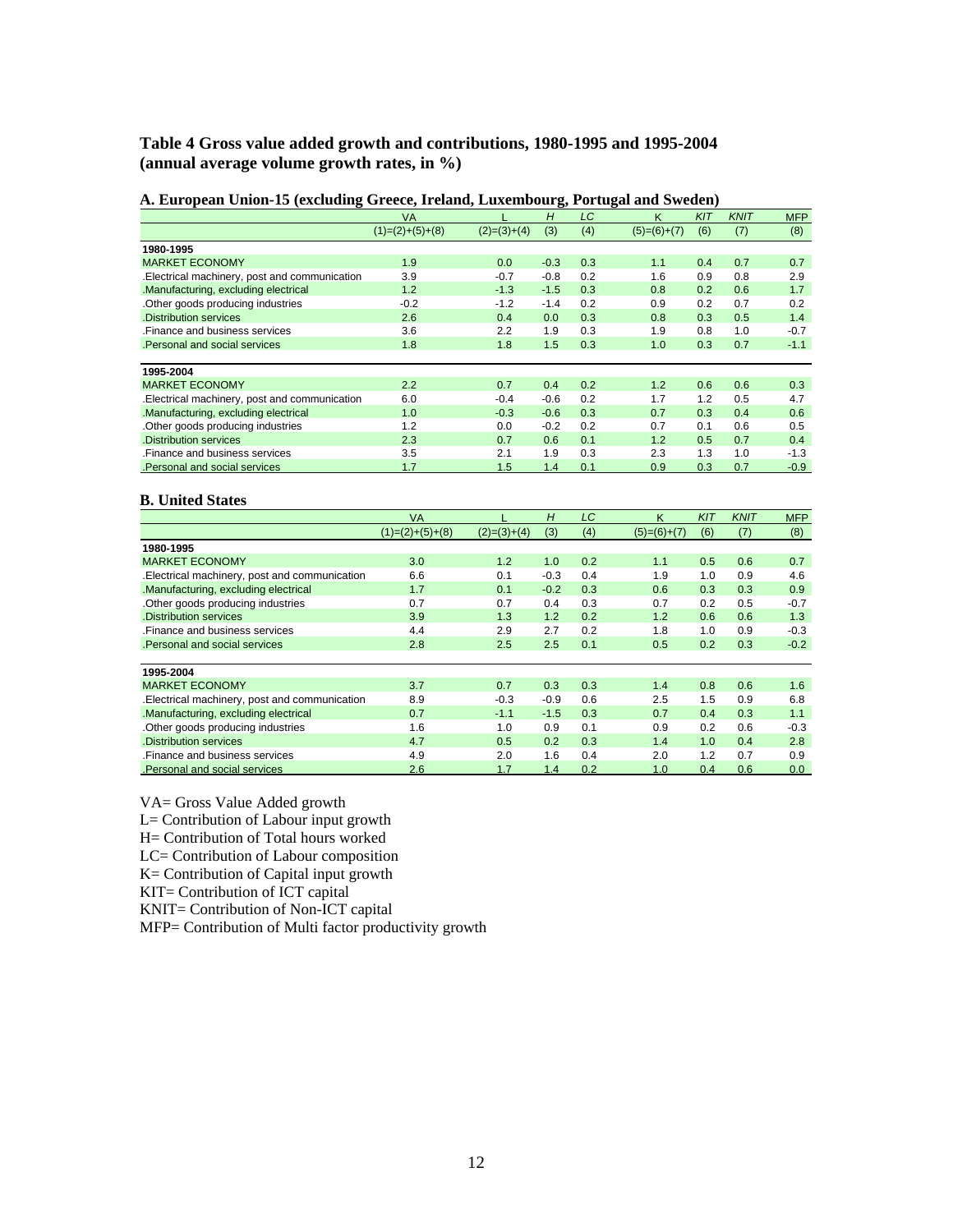### Table 4 Gross value added growth and contributions, 1980-1995 and 1995-2004 (annual average volume growth rates, in %)

**A. European Union-15 (excluding Greece, Ireland, Luxembourg, Portugal and Sweden)**

| | VA | L | *H* | *LC* | K | *KIT* | *KNIT* | MFP |
|---|---|---|---|---|---|---|---|---|
| | (1)=(2)+(5)+(8) | (2)=(3)+(4) | (3) | (4) | (5)=(6)+(7) | (6) | (7) | (8) |
| **1980-1995** | | | | | | | | |
| MARKET ECONOMY | 1.9 | 0.0 | -0.3 | 0.3 | 1.1 | 0.4 | 0.7 | 0.7 |
| .Electrical machinery, post and communication | 3.9 | -0.7 | -0.8 | 0.2 | 1.6 | 0.9 | 0.8 | 2.9 |
| .Manufacturing, excluding electrical | 1.2 | -1.3 | -1.5 | 0.3 | 0.8 | 0.2 | 0.6 | 1.7 |
| .Other goods producing industries | -0.2 | -1.2 | -1.4 | 0.2 | 0.9 | 0.2 | 0.7 | 0.2 |
| .Distribution services | 2.6 | 0.4 | 0.0 | 0.3 | 0.8 | 0.3 | 0.5 | 1.4 |
| .Finance and business services | 3.6 | 2.2 | 1.9 | 0.3 | 1.9 | 0.8 | 1.0 | -0.7 |
| .Personal and social services | 1.8 | 1.8 | 1.5 | 0.3 | 1.0 | 0.3 | 0.7 | -1.1 |
| **1995-2004** | | | | | | | | |
| MARKET ECONOMY | 2.2 | 0.7 | 0.4 | 0.2 | 1.2 | 0.6 | 0.6 | 0.3 |
| .Electrical machinery, post and communication | 6.0 | -0.4 | -0.6 | 0.2 | 1.7 | 1.2 | 0.5 | 4.7 |
| .Manufacturing, excluding electrical | 1.0 | -0.3 | -0.6 | 0.3 | 0.7 | 0.3 | 0.4 | 0.6 |
| .Other goods producing industries | 1.2 | 0.0 | -0.2 | 0.2 | 0.7 | 0.1 | 0.6 | 0.5 |
| .Distribution services | 2.3 | 0.7 | 0.6 | 0.1 | 1.2 | 0.5 | 0.7 | 0.4 |
| .Finance and business services | 3.5 | 2.1 | 1.9 | 0.3 | 2.3 | 1.3 | 1.0 | -1.3 |
| .Personal and social services | 1.7 | 1.5 | 1.4 | 0.1 | 0.9 | 0.3 | 0.7 | -0.9 |

**B. United States**

| | VA | L | *H* | *LC* | K | *KIT* | *KNIT* | MFP |
|---|---|---|---|---|---|---|---|---|
| | (1)=(2)+(5)+(8) | (2)=(3)+(4) | (3) | (4) | (5)=(6)+(7) | (6) | (7) | (8) |
| **1980-1995** | | | | | | | | |
| MARKET ECONOMY | 3.0 | 1.2 | 1.0 | 0.2 | 1.1 | 0.5 | 0.6 | 0.7 |
| .Electrical machinery, post and communication | 6.6 | 0.1 | -0.3 | 0.4 | 1.9 | 1.0 | 0.9 | 4.6 |
| .Manufacturing, excluding electrical | 1.7 | 0.1 | -0.2 | 0.3 | 0.6 | 0.3 | 0.3 | 0.9 |
| .Other goods producing industries | 0.7 | 0.7 | 0.4 | 0.3 | 0.7 | 0.2 | 0.5 | -0.7 |
| .Distribution services | 3.9 | 1.3 | 1.2 | 0.2 | 1.2 | 0.6 | 0.6 | 1.3 |
| .Finance and business services | 4.4 | 2.9 | 2.7 | 0.2 | 1.8 | 1.0 | 0.9 | -0.3 |
| .Personal and social services | 2.8 | 2.5 | 2.5 | 0.1 | 0.5 | 0.2 | 0.3 | -0.2 |
| **1995-2004** | | | | | | | | |
| MARKET ECONOMY | 3.7 | 0.7 | 0.3 | 0.3 | 1.4 | 0.8 | 0.6 | 1.6 |
| .Electrical machinery, post and communication | 8.9 | -0.3 | -0.9 | 0.6 | 2.5 | 1.5 | 0.9 | 6.8 |
| .Manufacturing, excluding electrical | 0.7 | -1.1 | -1.5 | 0.3 | 0.7 | 0.4 | 0.3 | 1.1 |
| .Other goods producing industries | 1.6 | 1.0 | 0.9 | 0.1 | 0.9 | 0.2 | 0.6 | -0.3 |
| .Distribution services | 4.7 | 0.5 | 0.2 | 0.3 | 1.4 | 1.0 | 0.4 | 2.8 |
| .Finance and business services | 4.9 | 2.0 | 1.6 | 0.4 | 2.0 | 1.2 | 0.7 | 0.9 |
| .Personal and social services | 2.6 | 1.7 | 1.4 | 0.2 | 1.0 | 0.4 | 0.6 | 0.0 |

VA= Gross Value Added growth
L= Contribution of Labour input growth
H= Contribution of Total hours worked
LC= Contribution of Labour composition
K= Contribution of Capital input growth
KIT= Contribution of ICT capital
KNIT= Contribution of Non-ICT capital
MFP= Contribution of Multi factor productivity growth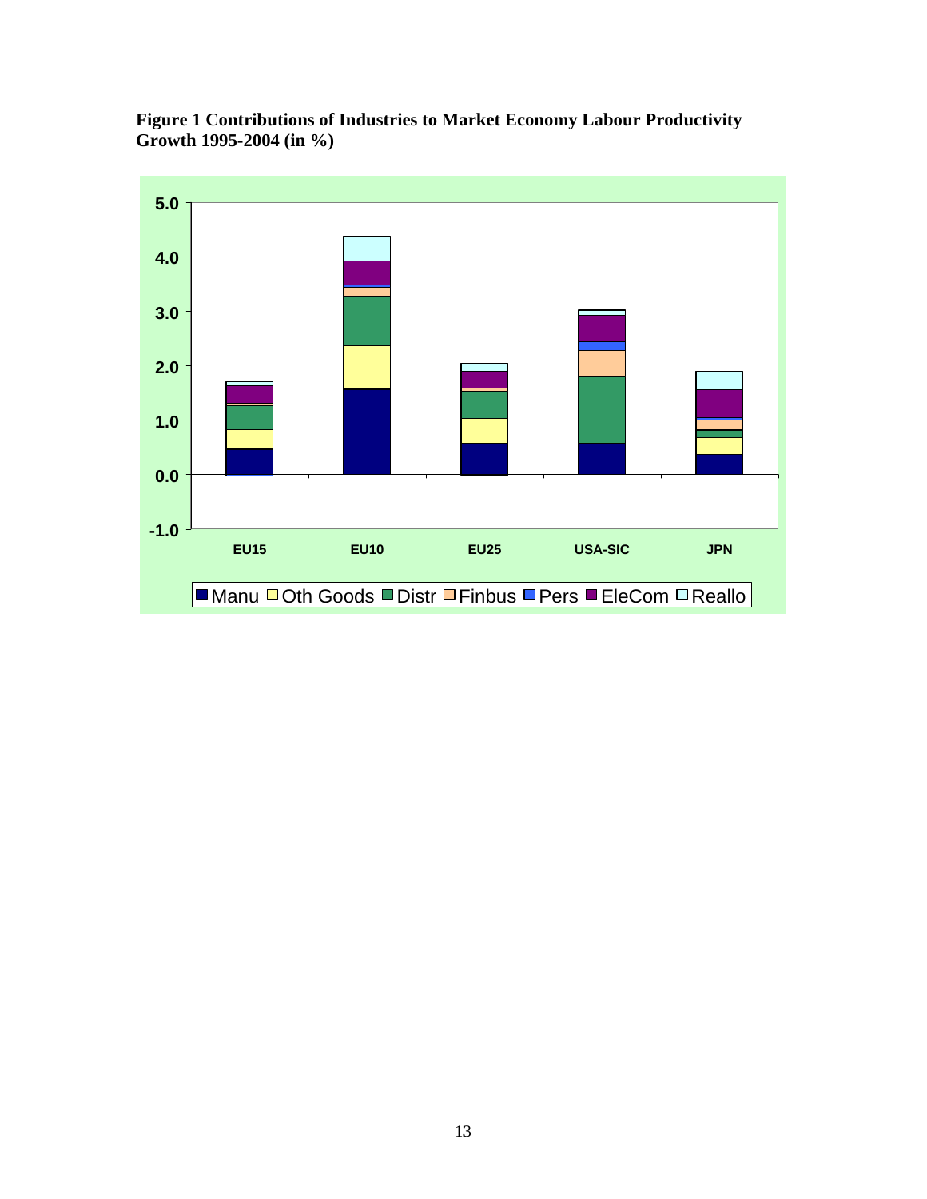**Figure 1 Contributions of Industries to Market Economy Labour Productivity Growth 1995-2004 (in %)**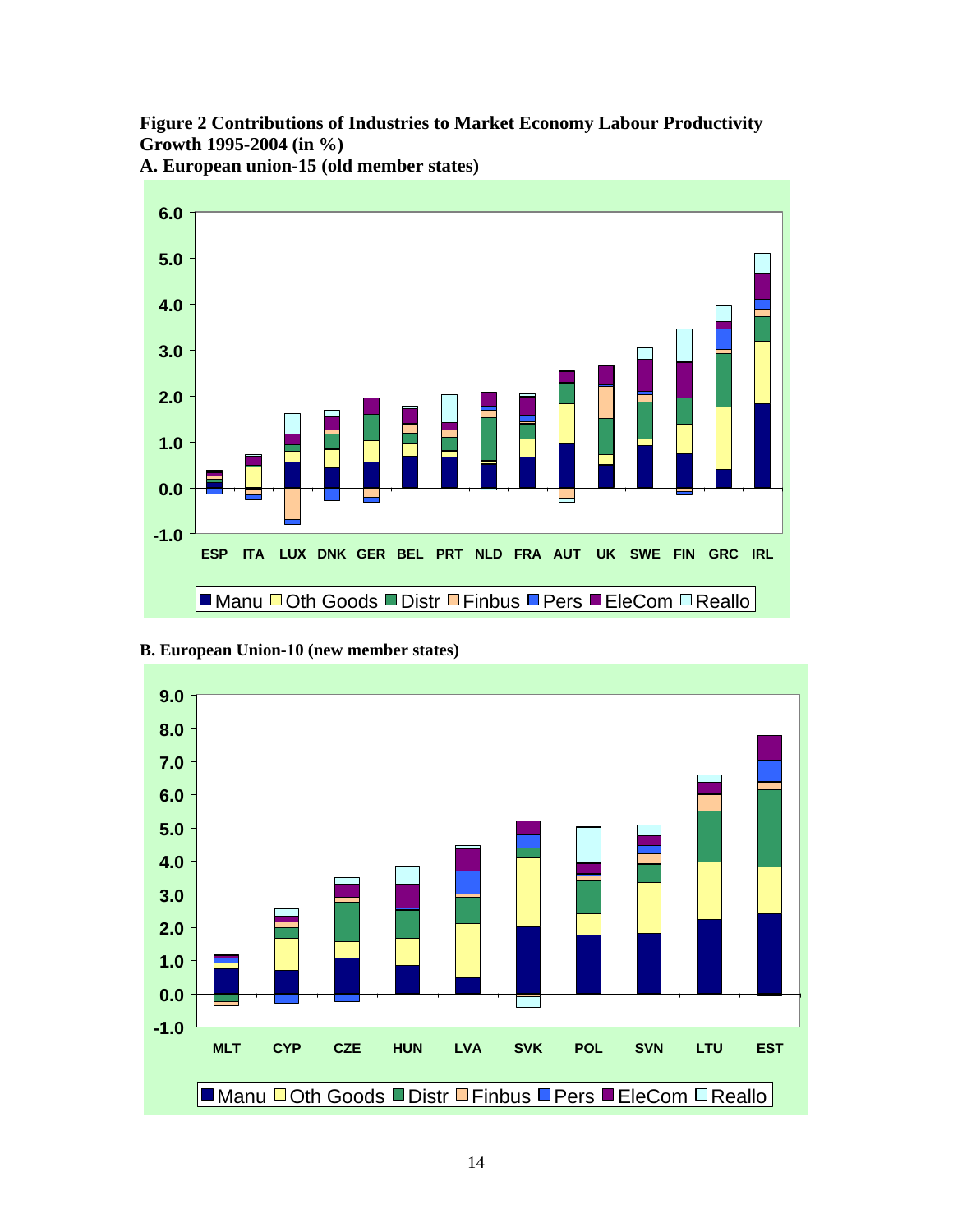**Figure 2 Contributions of Industries to Market Economy Labour Productivity Growth 1995-2004 (in %)**

**A. European union-15 (old member states)**

**B. European Union-10 (new member states)**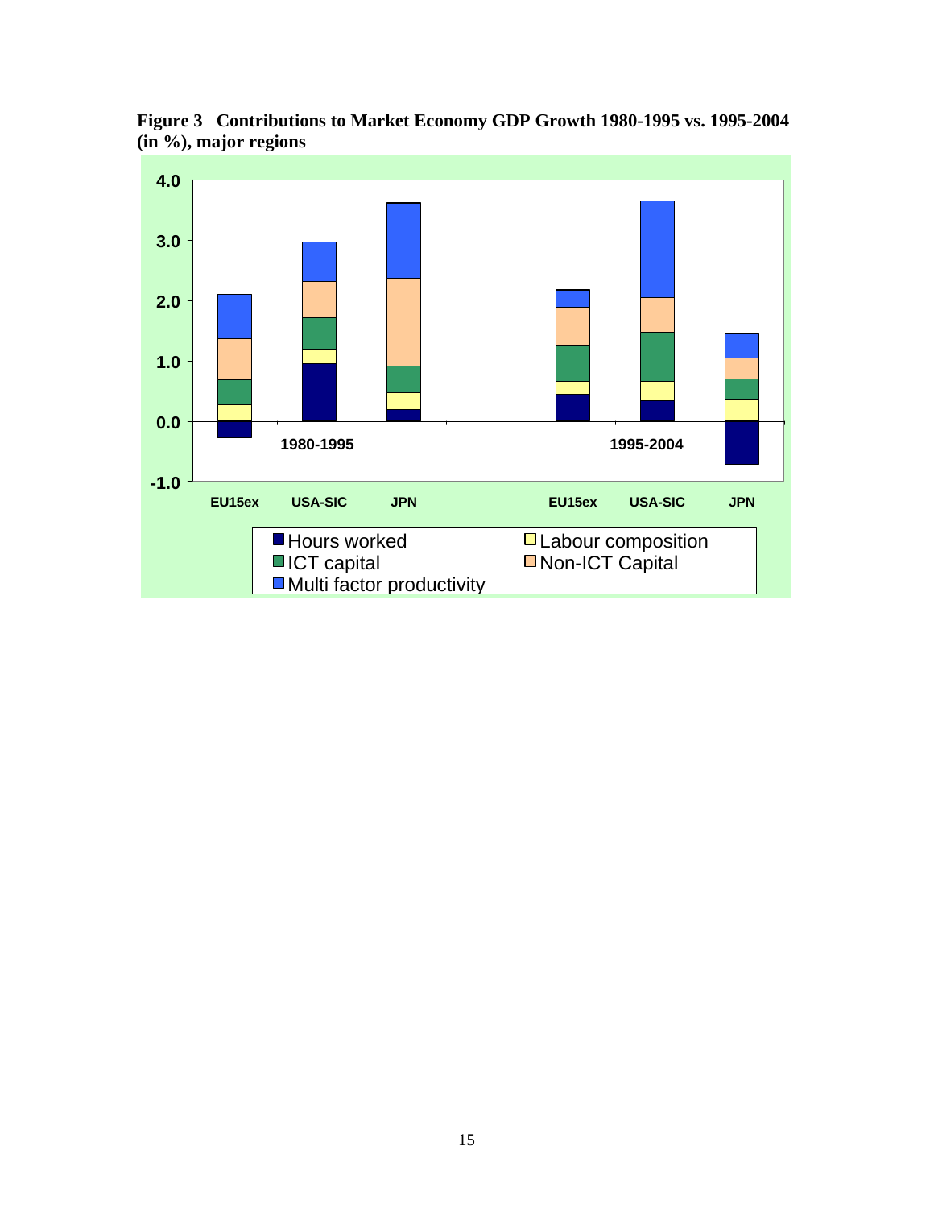**Figure 3 Contributions to Market Economy GDP Growth 1980-1995 vs. 1995-2004 (in %), major regions**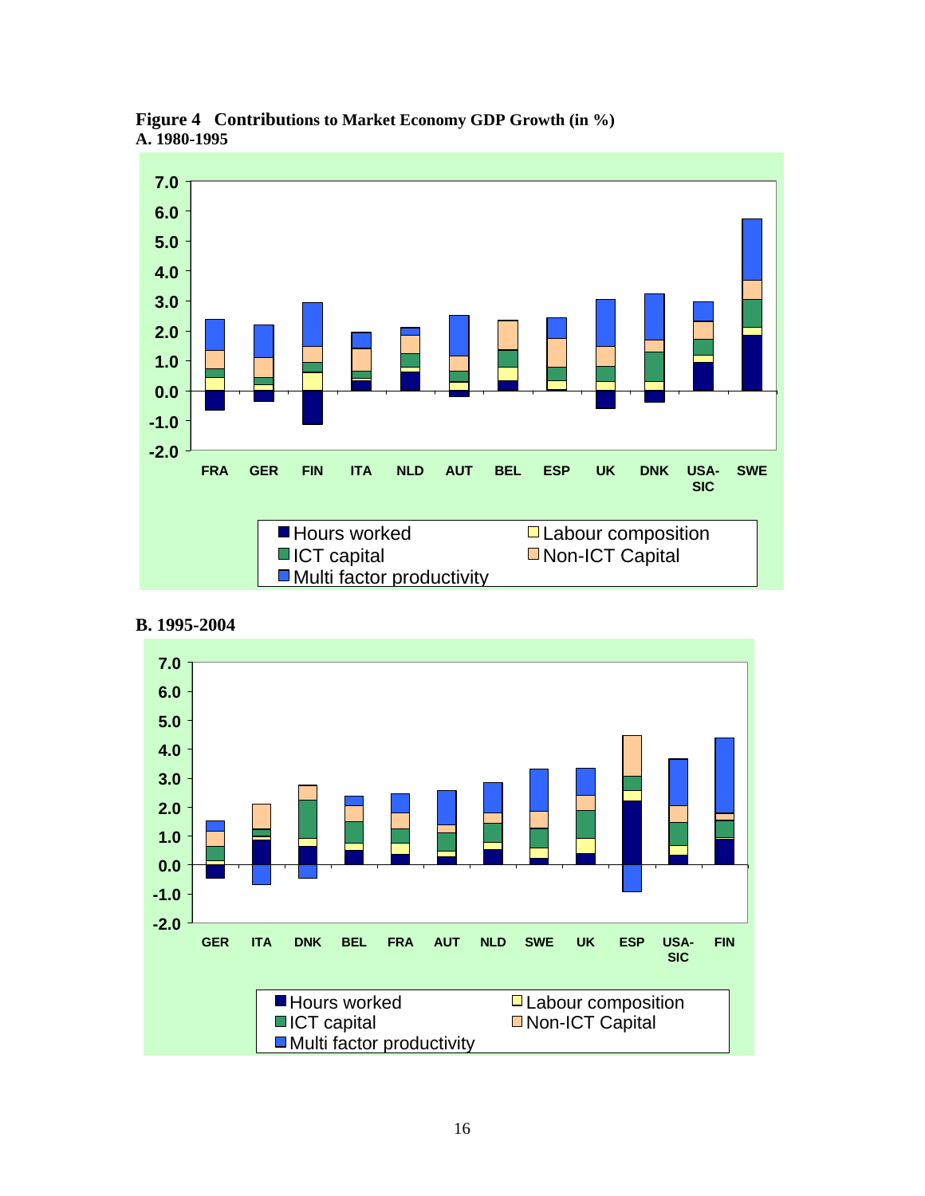**Figure 4 Contributions to Market Economy GDP Growth (in %)**

**A. 1980-1995**

7.0
6.0
5.0
4.0
3.0
2.0
1.0
0.0
-1.0
-2.0

FRA GER FIN ITA NLD AUT BEL ESP UK DNK USA-SIC SWE

- Hours worked
- Labour composition
- ICT capital
- Non-ICT Capital
- Multi factor productivity

**B. 1995-2004**

7.0
6.0
5.0
4.0
3.0
2.0
1.0
0.0
-1.0
-2.0

GER ITA DNK BEL FRA AUT NLD SWE UK ESP USA-SIC FIN

- Hours worked
- Labour composition
- ICT capital
- Non-ICT Capital
- Multi factor productivity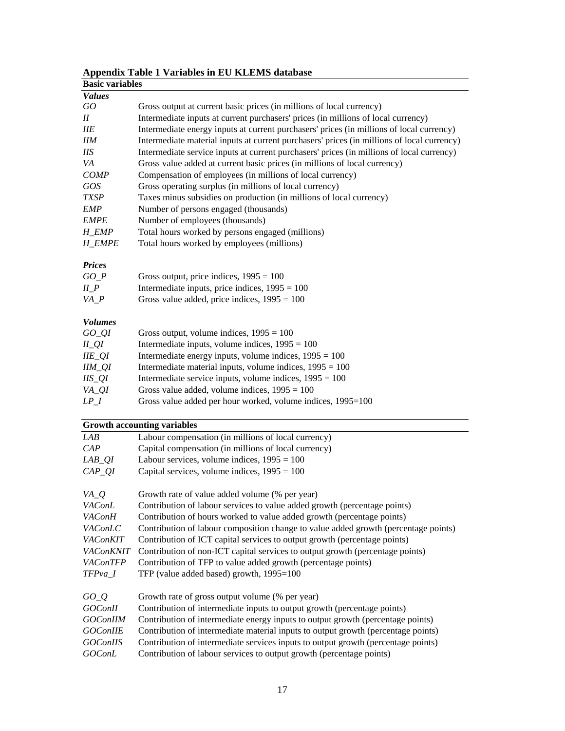**Appendix Table 1 Variables in EU KLEMS database**

| **Basic variables** | |
|---|---|
| ***Values*** | |
| *GO* | Gross output at current basic prices (in millions of local currency) |
| *II* | Intermediate inputs at current purchasers' prices (in millions of local currency) |
| *IIE* | Intermediate energy inputs at current purchasers' prices (in millions of local currency) |
| *IIM* | Intermediate material inputs at current purchasers' prices (in millions of local currency) |
| *IIS* | Intermediate service inputs at current purchasers' prices (in millions of local currency) |
| *VA* | Gross value added at current basic prices (in millions of local currency) |
| *COMP* | Compensation of employees (in millions of local currency) |
| *GOS* | Gross operating surplus (in millions of local currency) |
| *TXSP* | Taxes minus subsidies on production (in millions of local currency) |
| *EMP* | Number of persons engaged (thousands) |
| *EMPE* | Number of employees (thousands) |
| *H_EMP* | Total hours worked by persons engaged (millions) |
| *H_EMPE* | Total hours worked by employees (millions) |
| | |
| ***Prices*** | |
| *GO_P* | Gross output, price indices, 1995 = 100 |
| *II_P* | Intermediate inputs, price indices, 1995 = 100 |
| *VA_P* | Gross value added, price indices, 1995 = 100 |
| | |
| ***Volumes*** | |
| *GO_QI* | Gross output, volume indices, 1995 = 100 |
| *II_QI* | Intermediate inputs, volume indices, 1995 = 100 |
| *IIE_QI* | Intermediate energy inputs, volume indices, 1995 = 100 |
| *IIM_QI* | Intermediate material inputs, volume indices, 1995 = 100 |
| *IIS_QI* | Intermediate service inputs, volume indices, 1995 = 100 |
| *VA_QI* | Gross value added, volume indices, 1995 = 100 |
| *LP_I* | Gross value added per hour worked, volume indices, 1995=100 |

| **Growth accounting variables** | |
|---|---|
| *LAB* | Labour compensation (in millions of local currency) |
| *CAP* | Capital compensation (in millions of local currency) |
| *LAB_QI* | Labour services, volume indices, 1995 = 100 |
| *CAP_QI* | Capital services, volume indices, 1995 = 100 |
| | |
| *VA_Q* | Growth rate of value added volume (% per year) |
| *VAConL* | Contribution of labour services to value added growth (percentage points) |
| *VAConH* | Contribution of hours worked to value added growth (percentage points) |
| *VAConLC* | Contribution of labour composition change to value added growth (percentage points) |
| *VAConKIT* | Contribution of ICT capital services to output growth (percentage points) |
| *VAConKNIT* | Contribution of non-ICT capital services to output growth (percentage points) |
| *VAConTFP* | Contribution of TFP to value added growth (percentage points) |
| *TFPva_I* | TFP (value added based) growth, 1995=100 |
| | |
| *GO_Q* | Growth rate of gross output volume (% per year) |
| *GOConII* | Contribution of intermediate inputs to output growth (percentage points) |
| *GOConIIM* | Contribution of intermediate energy inputs to output growth (percentage points) |
| *GOConIIE* | Contribution of intermediate material inputs to output growth (percentage points) |
| *GOConIIS* | Contribution of intermediate services inputs to output growth (percentage points) |
| *GOConL* | Contribution of labour services to output growth (percentage points) |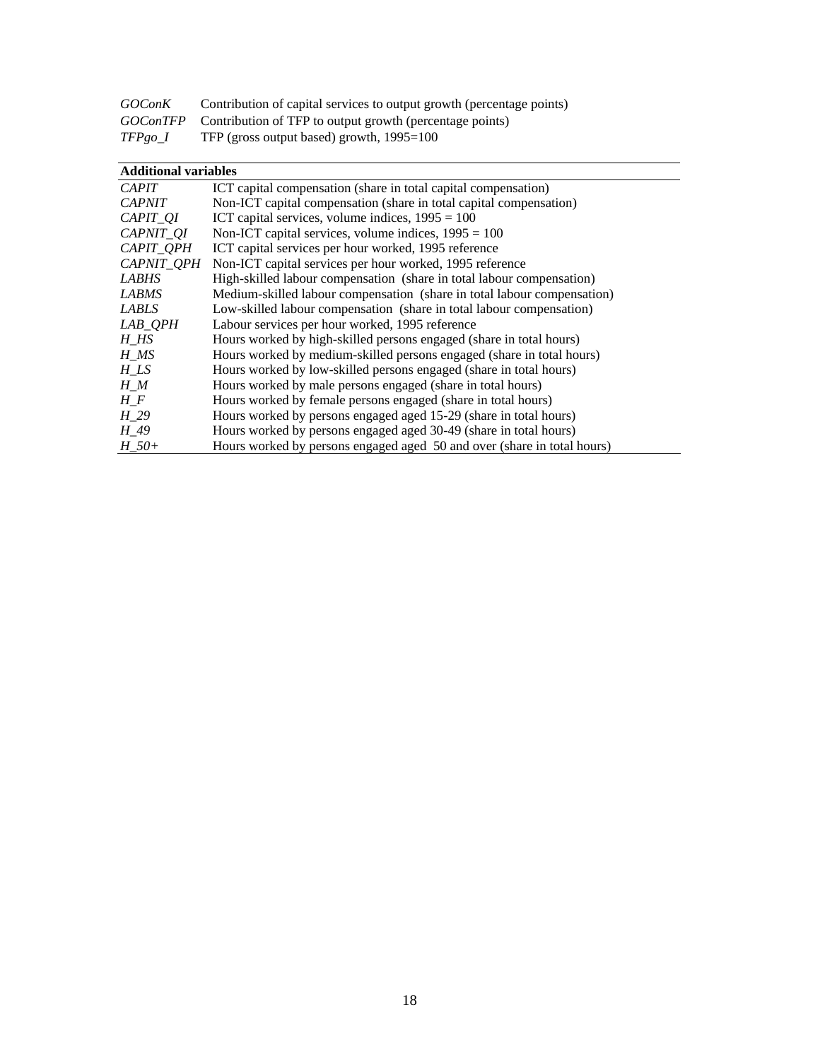| | |
|---|---|
| *GOConK* | Contribution of capital services to output growth (percentage points) |
| *GOConTFP* | Contribution of TFP to output growth (percentage points) |
| *TFPgo_I* | TFP (gross output based) growth, 1995=100 |

| **Additional variables** | |
|---|---|
| *CAPIT* | ICT capital compensation (share in total capital compensation) |
| *CAPNIT* | Non-ICT capital compensation (share in total capital compensation) |
| *CAPIT_QI* | ICT capital services, volume indices, 1995 = 100 |
| *CAPNIT_QI* | Non-ICT capital services, volume indices, 1995 = 100 |
| *CAPIT_QPH* | ICT capital services per hour worked, 1995 reference |
| *CAPNIT_QPH* | Non-ICT capital services per hour worked, 1995 reference |
| *LABHS* | High-skilled labour compensation (share in total labour compensation) |
| *LABMS* | Medium-skilled labour compensation (share in total labour compensation) |
| *LABLS* | Low-skilled labour compensation (share in total labour compensation) |
| *LAB_QPH* | Labour services per hour worked, 1995 reference |
| *H_HS* | Hours worked by high-skilled persons engaged (share in total hours) |
| *H_MS* | Hours worked by medium-skilled persons engaged (share in total hours) |
| *H_LS* | Hours worked by low-skilled persons engaged (share in total hours) |
| *H_M* | Hours worked by male persons engaged (share in total hours) |
| *H_F* | Hours worked by female persons engaged (share in total hours) |
| *H_29* | Hours worked by persons engaged aged 15-29 (share in total hours) |
| *H_49* | Hours worked by persons engaged aged 30-49 (share in total hours) |
| *H_50+* | Hours worked by persons engaged aged 50 and over (share in total hours) |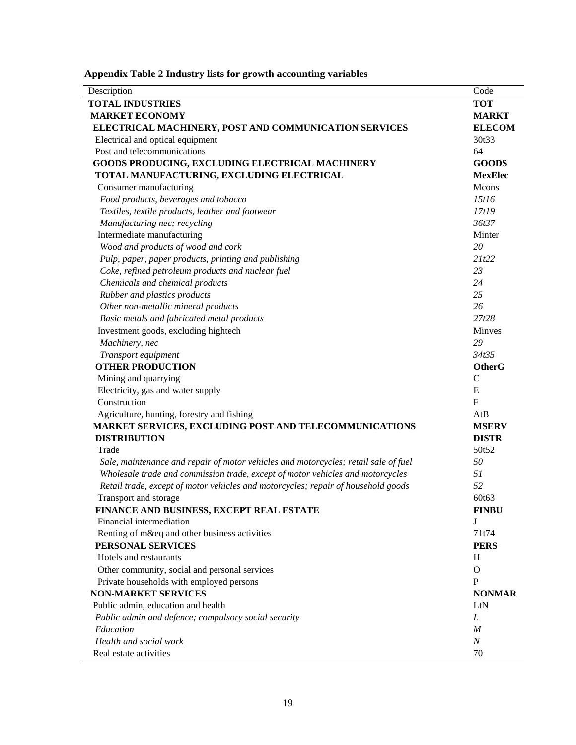**Appendix Table 2 Industry lists for growth accounting variables**

| Description | Code |
|---|---|
| **TOTAL INDUSTRIES** | **TOT** |
| **MARKET ECONOMY** | **MARKT** |
| **ELECTRICAL MACHINERY, POST AND COMMUNICATION SERVICES** | **ELECOM** |
| Electrical and optical equipment | 30t33 |
| Post and telecommunications | 64 |
| **GOODS PRODUCING, EXCLUDING ELECTRICAL MACHINERY** | **GOODS** |
| **TOTAL MANUFACTURING, EXCLUDING ELECTRICAL** | **MexElec** |
| Consumer manufacturing | Mcons |
| *Food products, beverages and tobacco* | *15t16* |
| *Textiles, textile products, leather and footwear* | *17t19* |
| *Manufacturing nec; recycling* | *36t37* |
| Intermediate manufacturing | Minter |
| *Wood and products of wood and cork* | *20* |
| *Pulp, paper, paper products, printing and publishing* | *21t22* |
| *Coke, refined petroleum products and nuclear fuel* | *23* |
| *Chemicals and chemical products* | *24* |
| *Rubber and plastics products* | *25* |
| *Other non-metallic mineral products* | *26* |
| *Basic metals and fabricated metal products* | *27t28* |
| Investment goods, excluding hightech | Minves |
| *Machinery, nec* | *29* |
| *Transport equipment* | *34t35* |
| **OTHER PRODUCTION** | **OtherG** |
| Mining and quarrying | C |
| Electricity, gas and water supply | E |
| Construction | F |
| Agriculture, hunting, forestry and fishing | AtB |
| **MARKET SERVICES, EXCLUDING POST AND TELECOMMUNICATIONS** | **MSERV** |
| **DISTRIBUTION** | **DISTR** |
| Trade | 50t52 |
| *Sale, maintenance and repair of motor vehicles and motorcycles; retail sale of fuel* | *50* |
| *Wholesale trade and commission trade, except of motor vehicles and motorcycles* | *51* |
| *Retail trade, except of motor vehicles and motorcycles; repair of household goods* | *52* |
| Transport and storage | 60t63 |
| **FINANCE AND BUSINESS, EXCEPT REAL ESTATE** | **FINBU** |
| Financial intermediation | J |
| Renting of m&eq and other business activities | 71t74 |
| **PERSONAL SERVICES** | **PERS** |
| Hotels and restaurants | H |
| Other community, social and personal services | O |
| Private households with employed persons | P |
| **NON-MARKET SERVICES** | **NONMAR** |
| Public admin, education and health | LtN |
| *Public admin and defence; compulsory social security* | *L* |
| *Education* | *M* |
| *Health and social work* | *N* |
| Real estate activities | 70 |